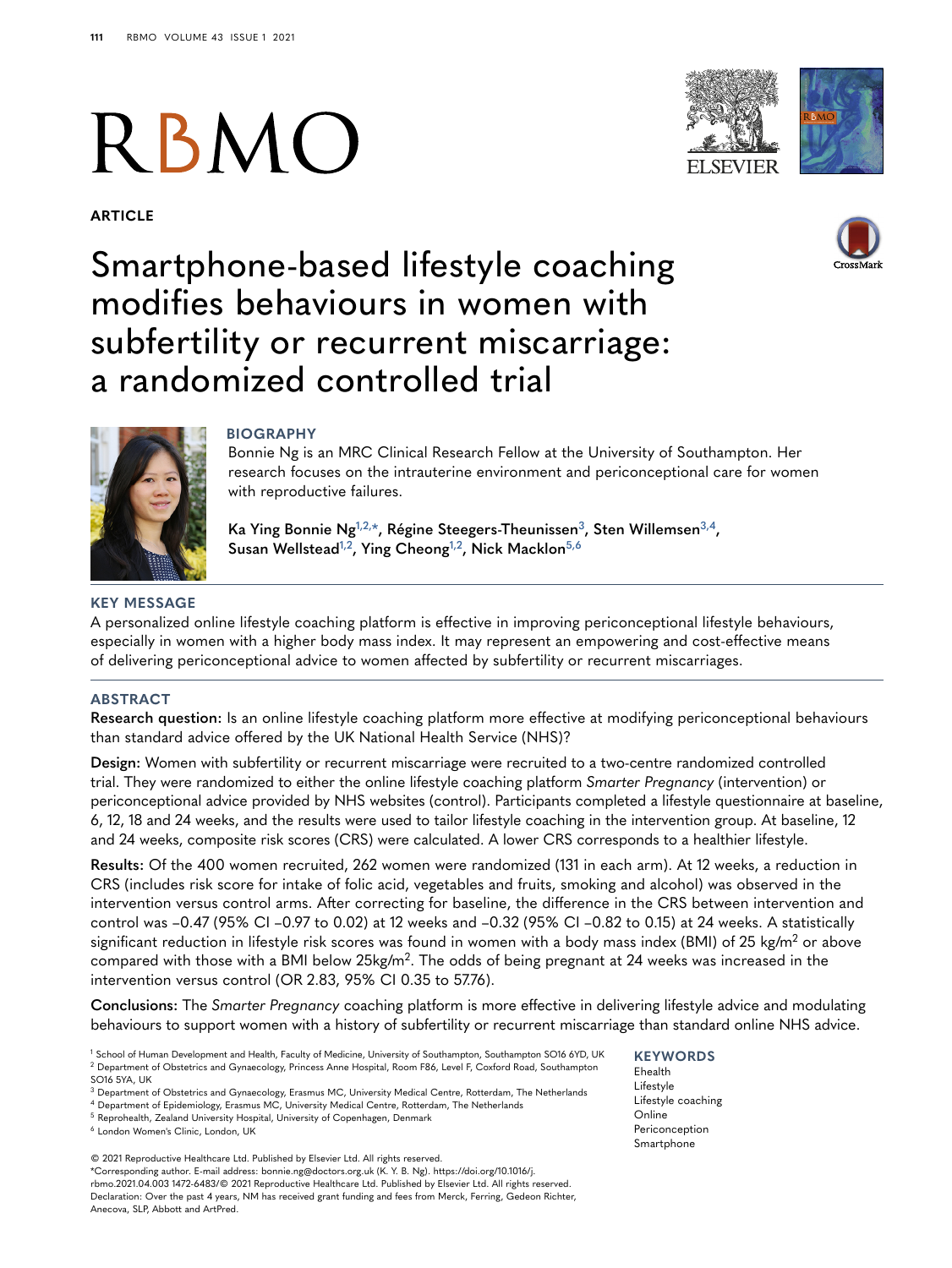ARTICLE

# Smartphone-based lifestyle coaching modifies behaviours in women with subfertility or recurrent miscarriage: a randomized controlled trial

## BIOGRAPHY

Bonnie Ng is an MRC Clinical Research Fellow at the University of Southampton. Her research focuses on the intrauterine environment and periconceptional care for women with reproductive failures.

**Ka Ying Bonnie Ng[1,2,*], Régine Steegers-Theunissen[3], Sten Willemsen[3,4], Susan Wellstead[1,2], Ying Cheong[1,2], Nick Macklon[5,6]**

## KEY MESSAGE

A personalized online lifestyle coaching platform is effective in improving periconceptional lifestyle behaviours, especially in women with a higher body mass index. It may represent an empowering and cost-effective means of delivering periconceptional advice to women affected by subfertility or recurrent miscarriages.

## ABSTRACT

**Research question:** Is an online lifestyle coaching platform more effective at modifying periconceptional behaviours than standard advice offered by the UK National Health Service (NHS)?

**Design:** Women with subfertility or recurrent miscarriage were recruited to a two-centre randomized controlled trial. They were randomized to either the online lifestyle coaching platform *Smarter Pregnancy* (intervention) or periconceptional advice provided by NHS websites (control). Participants completed a lifestyle questionnaire at baseline, 6, 12, 18 and 24 weeks, and the results were used to tailor lifestyle coaching in the intervention group. At baseline, 12 and 24 weeks, composite risk scores (CRS) were calculated. A lower CRS corresponds to a healthier lifestyle.

**Results:** Of the 400 women recruited, 262 women were randomized (131 in each arm). At 12 weeks, a reduction in CRS (includes risk score for intake of folic acid, vegetables and fruits, smoking and alcohol) was observed in the intervention versus control arms. After correcting for baseline, the difference in the CRS between intervention and control was −0.47 (95% CI −0.97 to 0.02) at 12 weeks and −0.32 (95% CI −0.82 to 0.15) at 24 weeks. A statistically significant reduction in lifestyle risk scores was found in women with a body mass index (BMI) of 25 $kg/m^2$ or above compared with those with a BMI below 25$kg/m^2$. The odds of being pregnant at 24 weeks was increased in the intervention versus control (OR 2.83, 95% CI 0.35 to 57.76).

**Conclusions:** The *Smarter Pregnancy* coaching platform is more effective in delivering lifestyle advice and modulating behaviours to support women with a history of subfertility or recurrent miscarriage than standard online NHS advice.

[1] School of Human Development and Health, Faculty of Medicine, University of Southampton, Southampton SO16 6YD, UK
[2] Department of Obstetrics and Gynaecology, Princess Anne Hospital, Room F86, Level F, Coxford Road, Southampton SO16 5YA, UK
[3] Department of Obstetrics and Gynaecology, Erasmus MC, University Medical Centre, Rotterdam, The Netherlands
[4] Department of Epidemiology, Erasmus MC, University Medical Centre, Rotterdam, The Netherlands
[5] Reprohealth, Zealand University Hospital, University of Copenhagen, Denmark
[6] London Women's Clinic, London, UK

© 2021 Reproductive Healthcare Ltd. Published by Elsevier Ltd. All rights reserved.
*Corresponding author. E-mail address: bonnie.ng@doctors.org.uk (K. Y. B. Ng). https://doi.org/10.1016/j.rbmo.2021.04.003 1472-6483/© 2021 Reproductive Healthcare Ltd. Published by Elsevier Ltd. All rights reserved.
Declaration: Over the past 4 years, NM has received grant funding and fees from Merck, Ferring, Gedeon Richter, Anecova, SLP, Abbott and ArtPred.

## KEYWORDS

Ehealth
Lifestyle
Lifestyle coaching
Online
Periconception
Smartphone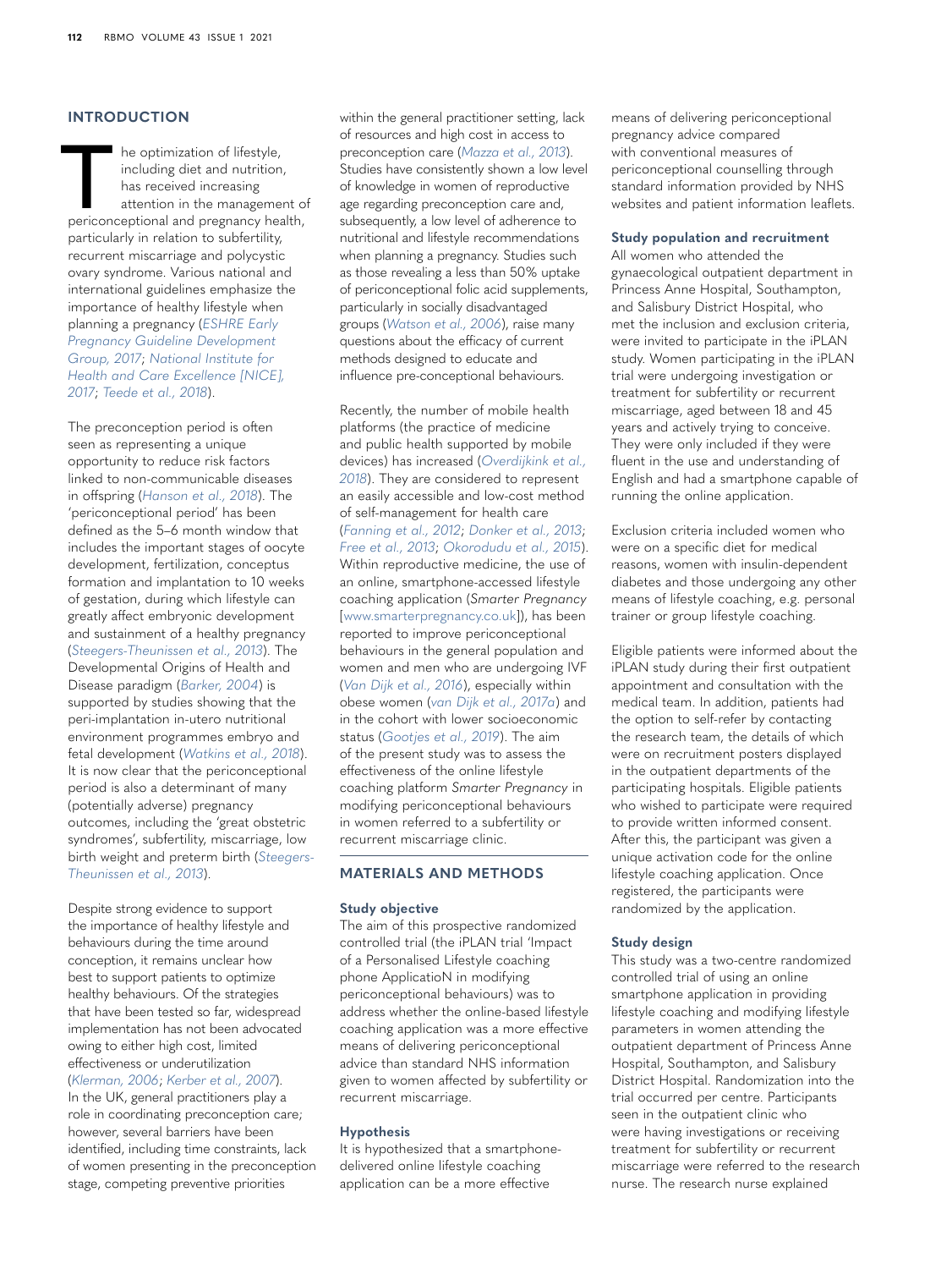## INTRODUCTION

The optimization of lifestyle, including diet and nutrition, has received increasing attention in the management of periconceptional and pregnancy health, particularly in relation to subfertility, recurrent miscarriage and polycystic ovary syndrome. Various national and international guidelines emphasize the importance of healthy lifestyle when planning a pregnancy (*ESHRE Early Pregnancy Guideline Development Group, 2017*; *National Institute for Health and Care Excellence [NICE], 2017*; *Teede et al., 2018*).

The preconception period is often seen as representing a unique opportunity to reduce risk factors linked to non-communicable diseases in offspring (*Hanson et al., 2018*). The 'periconceptional period' has been defined as the 5–6 month window that includes the important stages of oocyte development, fertilization, conceptus formation and implantation to 10 weeks of gestation, during which lifestyle can greatly affect embryonic development and sustainment of a healthy pregnancy (*Steegers-Theunissen et al., 2013*). The Developmental Origins of Health and Disease paradigm (*Barker, 2004*) is supported by studies showing that the peri-implantation in-utero nutritional environment programmes embryo and fetal development (*Watkins et al., 2018*). It is now clear that the periconceptional period is also a determinant of many (potentially adverse) pregnancy outcomes, including the 'great obstetric syndromes', subfertility, miscarriage, low birth weight and preterm birth (*Steegers-Theunissen et al., 2013*).

Despite strong evidence to support the importance of healthy lifestyle and behaviours during the time around conception, it remains unclear how best to support patients to optimize healthy behaviours. Of the strategies that have been tested so far, widespread implementation has not been advocated owing to either high cost, limited effectiveness or underutilization (*Klerman, 2006*; *Kerber et al., 2007*). In the UK, general practitioners play a role in coordinating preconception care; however, several barriers have been identified, including time constraints, lack of women presenting in the preconception stage, competing preventive priorities within the general practitioner setting, lack of resources and high cost in access to preconception care (*Mazza et al., 2013*). Studies have consistently shown a low level of knowledge in women of reproductive age regarding preconception care and, subsequently, a low level of adherence to nutritional and lifestyle recommendations when planning a pregnancy. Studies such as those revealing a less than 50% uptake of periconceptional folic acid supplements, particularly in socially disadvantaged groups (*Watson et al., 2006*), raise many questions about the efficacy of current methods designed to educate and influence pre-conceptional behaviours.

Recently, the number of mobile health platforms (the practice of medicine and public health supported by mobile devices) has increased (*Overdijkink et al., 2018*). They are considered to represent an easily accessible and low-cost method of self-management for health care (*Fanning et al., 2012*; *Donker et al., 2013*; *Free et al., 2013*; *Okorodudu et al., 2015*). Within reproductive medicine, the use of an online, smartphone-accessed lifestyle coaching application (*Smarter Pregnancy* [www.smarterpregnancy.co.uk]), has been reported to improve periconceptional behaviours in the general population and women and men who are undergoing IVF (*Van Dijk et al., 2016*), especially within obese women (*van Dijk et al., 2017a*) and in the cohort with lower socioeconomic status (*Gootjes et al., 2019*). The aim of the present study was to assess the effectiveness of the online lifestyle coaching platform *Smarter Pregnancy* in modifying periconceptional behaviours in women referred to a subfertility or recurrent miscarriage clinic.

## MATERIALS AND METHODS

### Study objective

The aim of this prospective randomized controlled trial (the iPLAN trial 'Impact of a Personalised Lifestyle coaching phone ApplicatioN in modifying periconceptional behaviours) was to address whether the online-based lifestyle coaching application was a more effective means of delivering periconceptional advice than standard NHS information given to women affected by subfertility or recurrent miscarriage.

### Hypothesis

It is hypothesized that a smartphone-delivered online lifestyle coaching application can be a more effective means of delivering periconceptional pregnancy advice compared with conventional measures of periconceptional counselling through standard information provided by NHS websites and patient information leaflets.

### Study population and recruitment

All women who attended the gynaecological outpatient department in Princess Anne Hospital, Southampton, and Salisbury District Hospital, who met the inclusion and exclusion criteria, were invited to participate in the iPLAN study. Women participating in the iPLAN trial were undergoing investigation or treatment for subfertility or recurrent miscarriage, aged between 18 and 45 years and actively trying to conceive. They were only included if they were fluent in the use and understanding of English and had a smartphone capable of running the online application.

Exclusion criteria included women who were on a specific diet for medical reasons, women with insulin-dependent diabetes and those undergoing any other means of lifestyle coaching, e.g. personal trainer or group lifestyle coaching.

Eligible patients were informed about the iPLAN study during their first outpatient appointment and consultation with the medical team. In addition, patients had the option to self-refer by contacting the research team, the details of which were on recruitment posters displayed in the outpatient departments of the participating hospitals. Eligible patients who wished to participate were required to provide written informed consent. After this, the participant was given a unique activation code for the online lifestyle coaching application. Once registered, the participants were randomized by the application.

### Study design

This study was a two-centre randomized controlled trial of using an online smartphone application in providing lifestyle coaching and modifying lifestyle parameters in women attending the outpatient department of Princess Anne Hospital, Southampton, and Salisbury District Hospital. Randomization into the trial occurred per centre. Participants seen in the outpatient clinic who were having investigations or receiving treatment for subfertility or recurrent miscarriage were referred to the research nurse. The research nurse explained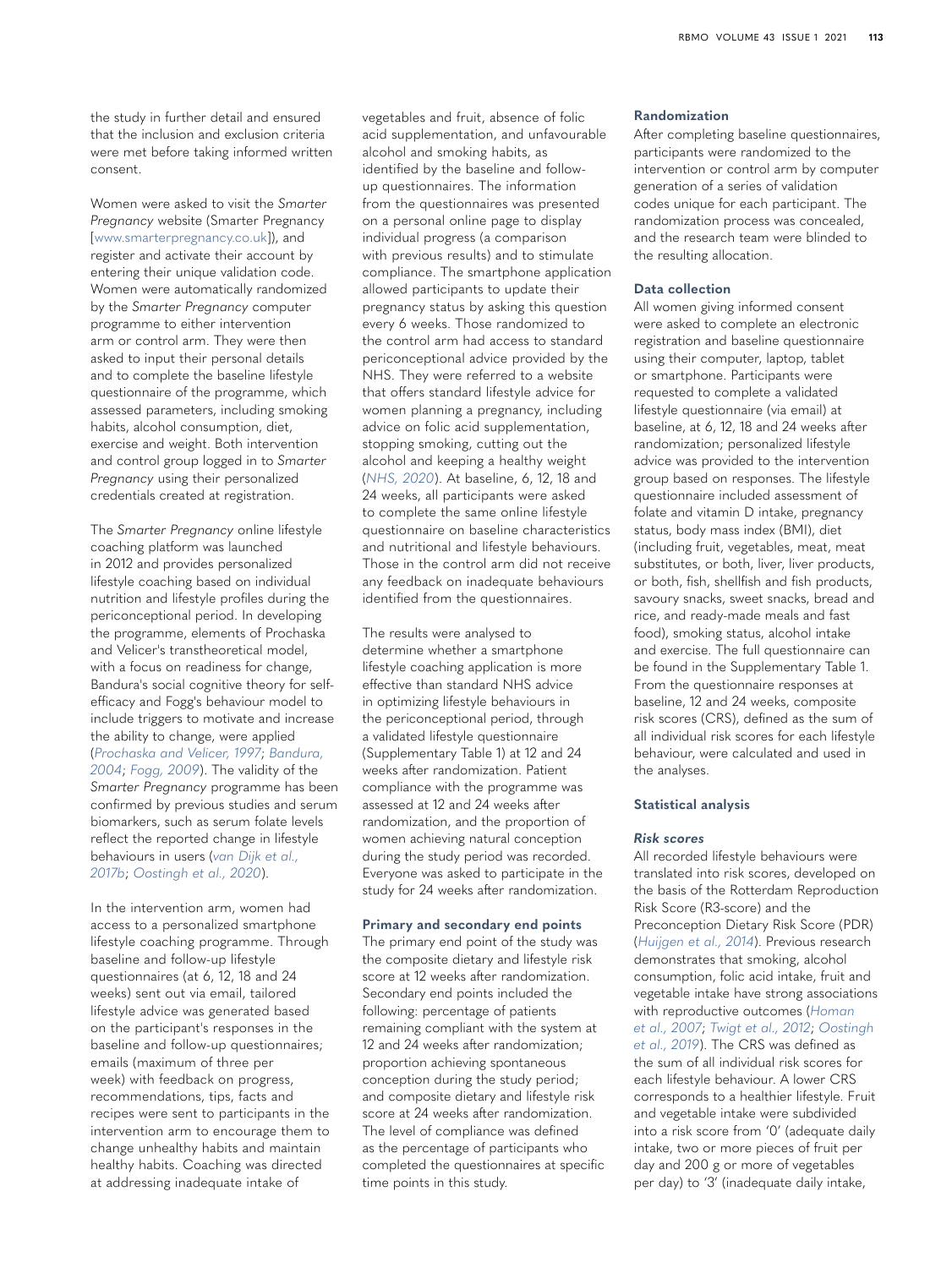the study in further detail and ensured that the inclusion and exclusion criteria were met before taking informed written consent.

Women were asked to visit the *Smarter Pregnancy* website (Smarter Pregnancy [www.smarterpregnancy.co.uk]), and register and activate their account by entering their unique validation code. Women were automatically randomized by the *Smarter Pregnancy* computer programme to either intervention arm or control arm. They were then asked to input their personal details and to complete the baseline lifestyle questionnaire of the programme, which assessed parameters, including smoking habits, alcohol consumption, diet, exercise and weight. Both intervention and control group logged in to *Smarter Pregnancy* using their personalized credentials created at registration.

The *Smarter Pregnancy* online lifestyle coaching platform was launched in 2012 and provides personalized lifestyle coaching based on individual nutrition and lifestyle profiles during the periconceptional period. In developing the programme, elements of Prochaska and Velicer's transtheoretical model, with a focus on readiness for change, Bandura's social cognitive theory for self-efficacy and Fogg's behaviour model to include triggers to motivate and increase the ability to change, were applied (Prochaska and Velicer, 1997; Bandura, 2004; Fogg, 2009). The validity of the *Smarter Pregnancy* programme has been confirmed by previous studies and serum biomarkers, such as serum folate levels reflect the reported change in lifestyle behaviours in users (van Dijk et al., 2017b; Oostingh et al., 2020).

In the intervention arm, women had access to a personalized smartphone lifestyle coaching programme. Through baseline and follow-up lifestyle questionnaires (at 6, 12, 18 and 24 weeks) sent out via email, tailored lifestyle advice was generated based on the participant's responses in the baseline and follow-up questionnaires; emails (maximum of three per week) with feedback on progress, recommendations, tips, facts and recipes were sent to participants in the intervention arm to encourage them to change unhealthy habits and maintain healthy habits. Coaching was directed at addressing inadequate intake of vegetables and fruit, absence of folic acid supplementation, and unfavourable alcohol and smoking habits, as identified by the baseline and follow-up questionnaires. The information from the questionnaires was presented on a personal online page to display individual progress (a comparison with previous results) and to stimulate compliance. The smartphone application allowed participants to update their pregnancy status by asking this question every 6 weeks. Those randomized to the control arm had access to standard periconceptional advice provided by the NHS. They were referred to a website that offers standard lifestyle advice for women planning a pregnancy, including advice on folic acid supplementation, stopping smoking, cutting out the alcohol and keeping a healthy weight (NHS, 2020). At baseline, 6, 12, 18 and 24 weeks, all participants were asked to complete the same online lifestyle questionnaire on baseline characteristics and nutritional and lifestyle behaviours. Those in the control arm did not receive any feedback on inadequate behaviours identified from the questionnaires.

The results were analysed to determine whether a smartphone lifestyle coaching application is more effective than standard NHS advice in optimizing lifestyle behaviours in the periconceptional period, through a validated lifestyle questionnaire (Supplementary Table 1) at 12 and 24 weeks after randomization. Patient compliance with the programme was assessed at 12 and 24 weeks after randomization, and the proportion of women achieving natural conception during the study period was recorded. Everyone was asked to participate in the study for 24 weeks after randomization.

### Primary and secondary end points

The primary end point of the study was the composite dietary and lifestyle risk score at 12 weeks after randomization. Secondary end points included the following: percentage of patients remaining compliant with the system at 12 and 24 weeks after randomization; proportion achieving spontaneous conception during the study period; and composite dietary and lifestyle risk score at 24 weeks after randomization. The level of compliance was defined as the percentage of participants who completed the questionnaires at specific time points in this study.

### Randomization

After completing baseline questionnaires, participants were randomized to the intervention or control arm by computer generation of a series of validation codes unique for each participant. The randomization process was concealed, and the research team were blinded to the resulting allocation.

### Data collection

All women giving informed consent were asked to complete an electronic registration and baseline questionnaire using their computer, laptop, tablet or smartphone. Participants were requested to complete a validated lifestyle questionnaire (via email) at baseline, at 6, 12, 18 and 24 weeks after randomization; personalized lifestyle advice was provided to the intervention group based on responses. The lifestyle questionnaire included assessment of folate and vitamin D intake, pregnancy status, body mass index (BMI), diet (including fruit, vegetables, meat, meat substitutes, or both, liver, liver products, or both, fish, shellfish and fish products, savoury snacks, sweet snacks, bread and rice, and ready-made meals and fast food), smoking status, alcohol intake and exercise. The full questionnaire can be found in the Supplementary Table 1. From the questionnaire responses at baseline, 12 and 24 weeks, composite risk scores (CRS), defined as the sum of all individual risk scores for each lifestyle behaviour, were calculated and used in the analyses.

### Statistical analysis

#### *Risk scores*

All recorded lifestyle behaviours were translated into risk scores, developed on the basis of the Rotterdam Reproduction Risk Score (R3-score) and the Preconception Dietary Risk Score (PDR) (Huijgen et al., 2014). Previous research demonstrates that smoking, alcohol consumption, folic acid intake, fruit and vegetable intake have strong associations with reproductive outcomes (Homan et al., 2007; Twigt et al., 2012; Oostingh et al., 2019). The CRS was defined as the sum of all individual risk scores for each lifestyle behaviour. A lower CRS corresponds to a healthier lifestyle. Fruit and vegetable intake were subdivided into a risk score from '0' (adequate daily intake, two or more pieces of fruit per day and 200 g or more of vegetables per day) to '3' (inadequate daily intake,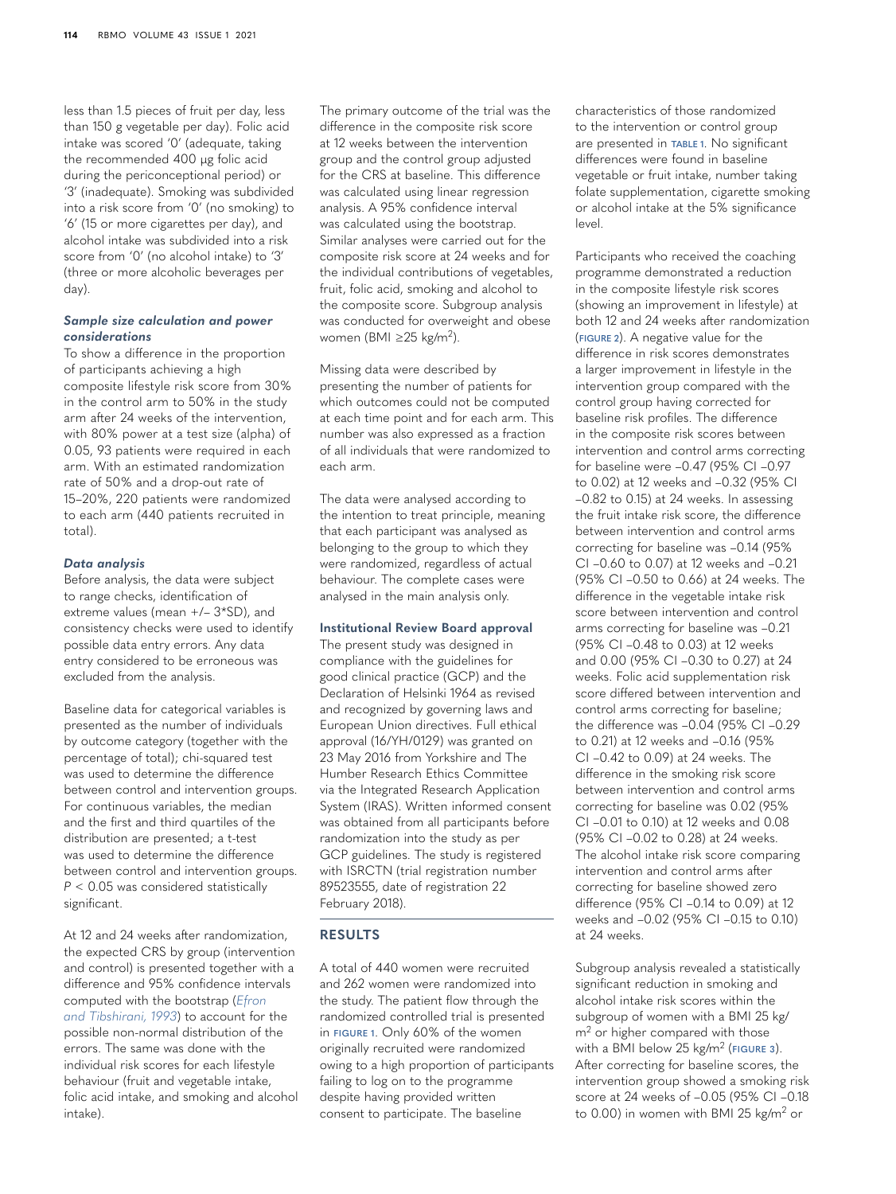less than 1.5 pieces of fruit per day, less than 150 g vegetable per day). Folic acid intake was scored '0' (adequate, taking the recommended 400 µg folic acid during the periconceptional period) or '3' (inadequate). Smoking was subdivided into a risk score from '0' (no smoking) to '6' (15 or more cigarettes per day), and alcohol intake was subdivided into a risk score from '0' (no alcohol intake) to '3' (three or more alcoholic beverages per day).

### *Sample size calculation and power considerations*

To show a difference in the proportion of participants achieving a high composite lifestyle risk score from 30% in the control arm to 50% in the study arm after 24 weeks of the intervention, with 80% power at a test size (alpha) of 0.05, 93 patients were required in each arm. With an estimated randomization rate of 50% and a drop-out rate of 15–20%, 220 patients were randomized to each arm (440 patients recruited in total).

### *Data analysis*

Before analysis, the data were subject to range checks, identification of extreme values (mean +/– 3*SD), and consistency checks were used to identify possible data entry errors. Any data entry considered to be erroneous was excluded from the analysis.

Baseline data for categorical variables is presented as the number of individuals by outcome category (together with the percentage of total); chi-squared test was used to determine the difference between control and intervention groups. For continuous variables, the median and the first and third quartiles of the distribution are presented; a t-test was used to determine the difference between control and intervention groups. $P < 0.05$ was considered statistically significant.

At 12 and 24 weeks after randomization, the expected CRS by group (intervention and control) is presented together with a difference and 95% confidence intervals computed with the bootstrap (*Efron and Tibshirani, 1993*) to account for the possible non-normal distribution of the errors. The same was done with the individual risk scores for each lifestyle behaviour (fruit and vegetable intake, folic acid intake, and smoking and alcohol intake).

The primary outcome of the trial was the difference in the composite risk score at 12 weeks between the intervention group and the control group adjusted for the CRS at baseline. This difference was calculated using linear regression analysis. A 95% confidence interval was calculated using the bootstrap. Similar analyses were carried out for the composite risk score at 24 weeks and for the individual contributions of vegetables, fruit, folic acid, smoking and alcohol to the composite score. Subgroup analysis was conducted for overweight and obese women (BMI ≥25 kg/m$^2$).

Missing data were described by presenting the number of patients for which outcomes could not be computed at each time point and for each arm. This number was also expressed as a fraction of all individuals that were randomized to each arm.

The data were analysed according to the intention to treat principle, meaning that each participant was analysed as belonging to the group to which they were randomized, regardless of actual behaviour. The complete cases were analysed in the main analysis only.

### Institutional Review Board approval

The present study was designed in compliance with the guidelines for good clinical practice (GCP) and the Declaration of Helsinki 1964 as revised and recognized by governing laws and European Union directives. Full ethical approval (16/YH/0129) was granted on 23 May 2016 from Yorkshire and The Humber Research Ethics Committee via the Integrated Research Application System (IRAS). Written informed consent was obtained from all participants before randomization into the study as per GCP guidelines. The study is registered with ISRCTN (trial registration number 89523555, date of registration 22 February 2018).

## RESULTS

A total of 440 women were recruited and 262 women were randomized into the study. The patient flow through the randomized controlled trial is presented in FIGURE 1. Only 60% of the women originally recruited were randomized owing to a high proportion of participants failing to log on to the programme despite having provided written consent to participate. The baseline characteristics of those randomized to the intervention or control group are presented in TABLE 1. No significant differences were found in baseline vegetable or fruit intake, number taking folate supplementation, cigarette smoking or alcohol intake at the 5% significance level.

Participants who received the coaching programme demonstrated a reduction in the composite lifestyle risk scores (showing an improvement in lifestyle) at both 12 and 24 weeks after randomization (FIGURE 2). A negative value for the difference in risk scores demonstrates a larger improvement in lifestyle in the intervention group compared with the control group having corrected for baseline risk profiles. The difference in the composite risk scores between intervention and control arms correcting for baseline were –0.47 (95% CI –0.97 to 0.02) at 12 weeks and –0.32 (95% CI –0.82 to 0.15) at 24 weeks. In assessing the fruit intake risk score, the difference between intervention and control arms correcting for baseline was –0.14 (95% CI –0.60 to 0.07) at 12 weeks and –0.21 (95% CI –0.50 to 0.66) at 24 weeks. The difference in the vegetable intake risk score between intervention and control arms correcting for baseline was –0.21 (95% CI –0.48 to 0.03) at 12 weeks and 0.00 (95% CI –0.30 to 0.27) at 24 weeks. Folic acid supplementation risk score differed between intervention and control arms correcting for baseline; the difference was –0.04 (95% CI –0.29 to 0.21) at 12 weeks and –0.16 (95% CI –0.42 to 0.09) at 24 weeks. The difference in the smoking risk score between intervention and control arms correcting for baseline was 0.02 (95% CI –0.01 to 0.10) at 12 weeks and 0.08 (95% CI –0.02 to 0.28) at 24 weeks. The alcohol intake risk score comparing intervention and control arms after correcting for baseline showed zero difference (95% CI –0.14 to 0.09) at 12 weeks and –0.02 (95% CI –0.15 to 0.10) at 24 weeks.

Subgroup analysis revealed a statistically significant reduction in smoking and alcohol intake risk scores within the subgroup of women with a BMI 25 kg/m$^2$ or higher compared with those with a BMI below 25 kg/m$^2$ (FIGURE 3). After correcting for baseline scores, the intervention group showed a smoking risk score at 24 weeks of –0.05 (95% CI –0.18 to 0.00) in women with BMI 25 kg/m$^2$ or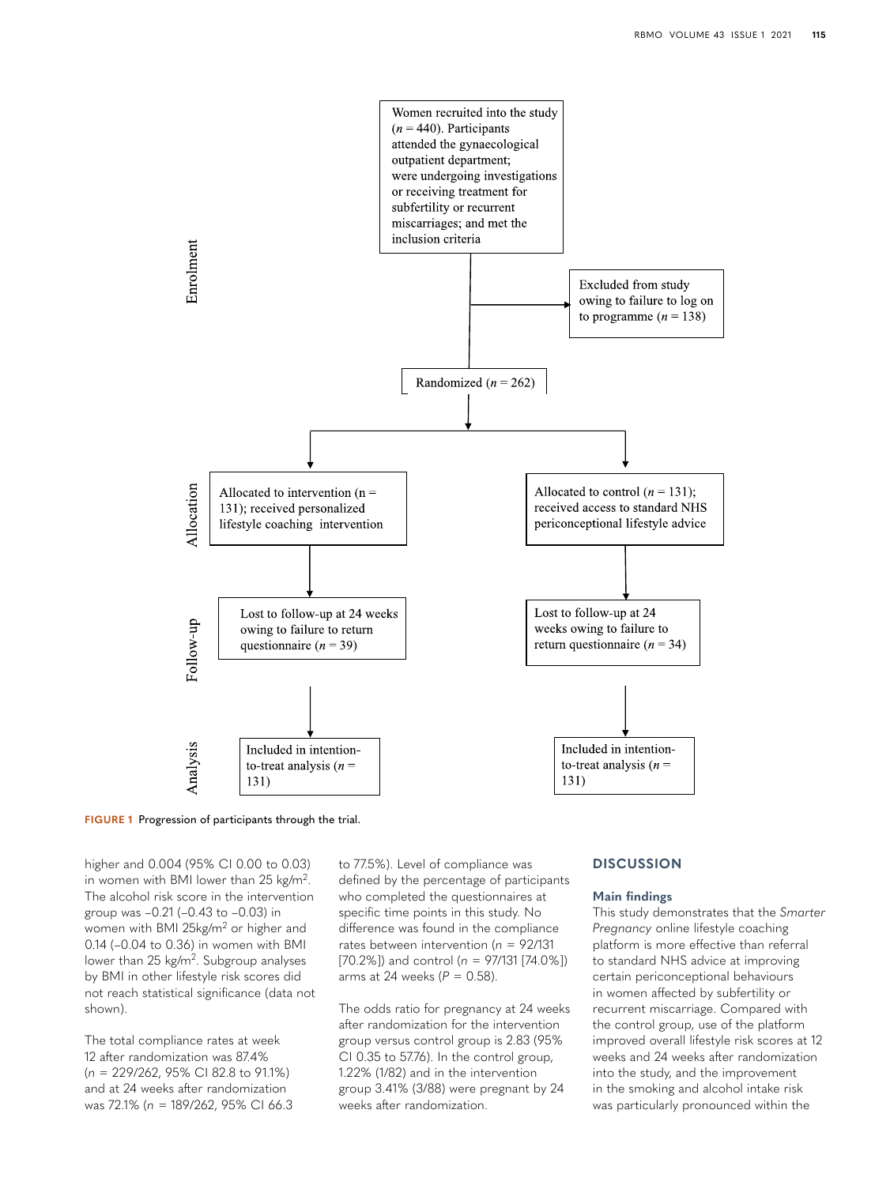Enrolment

Women recruited into the study ($n$ = 440). Participants attended the gynaecological outpatient department; were undergoing investigations or receiving treatment for subfertility or recurrent miscarriages; and met the inclusion criteria

Excluded from study owing to failure to log on to programme ($n$ = 138)

Randomized ($n$ = 262)

Allocation

Allocated to intervention (n = 131); received personalized lifestyle coaching intervention

Allocated to control ($n$ = 131); received access to standard NHS periconceptional lifestyle advice

Follow-up

Lost to follow-up at 24 weeks owing to failure to return questionnaire ($n$ = 39)

Lost to follow-up at 24 weeks owing to failure to return questionnaire ($n$ = 34)

Analysis

Included in intention-to-treat analysis ($n$ = 131)

Included in intention-to-treat analysis ($n$ = 131)

**FIGURE 1** Progression of participants through the trial.

higher and 0.004 (95% CI 0.00 to 0.03) in women with BMI lower than 25 kg/m$^2$. The alcohol risk score in the intervention group was –0.21 (–0.43 to –0.03) in women with BMI 25kg/m$^2$ or higher and 0.14 (–0.04 to 0.36) in women with BMI lower than 25 kg/m$^2$. Subgroup analyses by BMI in other lifestyle risk scores did not reach statistical significance (data not shown).

The total compliance rates at week 12 after randomization was 87.4% ($n$ = 229/262, 95% CI 82.8 to 91.1%) and at 24 weeks after randomization was 72.1% ($n$ = 189/262, 95% CI 66.3 to 77.5%). Level of compliance was defined by the percentage of participants who completed the questionnaires at specific time points in this study. No difference was found in the compliance rates between intervention ($n$ = 92/131 [70.2%]) and control ($n$ = 97/131 [74.0%]) arms at 24 weeks ($P$ = 0.58).

The odds ratio for pregnancy at 24 weeks after randomization for the intervention group versus control group is 2.83 (95% CI 0.35 to 57.76). In the control group, 1.22% (1/82) and in the intervention group 3.41% (3/88) were pregnant by 24 weeks after randomization.

## DISCUSSION

### Main findings

This study demonstrates that the *Smarter Pregnancy* online lifestyle coaching platform is more effective than referral to standard NHS advice at improving certain periconceptional behaviours in women affected by subfertility or recurrent miscarriage. Compared with the control group, use of the platform improved overall lifestyle risk scores at 12 weeks and 24 weeks after randomization into the study, and the improvement in the smoking and alcohol intake risk was particularly pronounced within the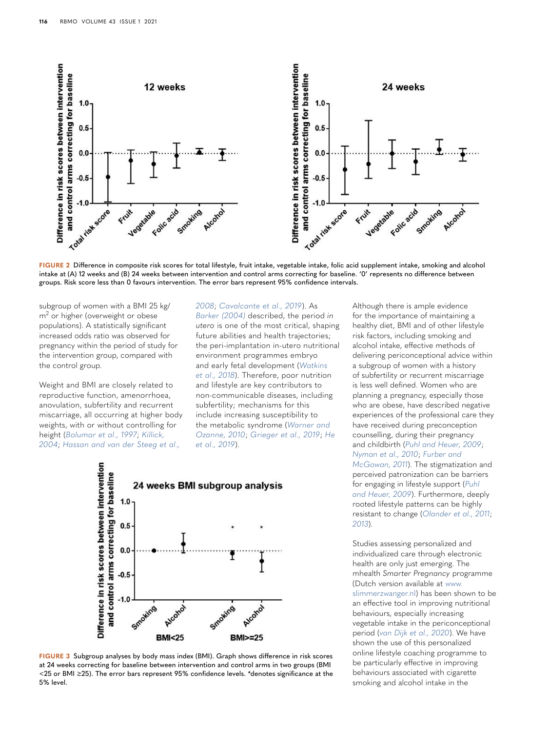**FIGURE 2** Difference in composite risk scores for total lifestyle, fruit intake, vegetable intake, folic acid supplement intake, smoking and alcohol intake at (A) 12 weeks and (B) 24 weeks between intervention and control arms correcting for baseline. '0' represents no difference between groups. Risk score less than 0 favours intervention. The error bars represent 95% confidence intervals.

subgroup of women with a BMI 25 kg/m$^2$ or higher (overweight or obese populations). A statistically significant increased odds ratio was observed for pregnancy within the period of study for the intervention group, compared with the control group.

Weight and BMI are closely related to reproductive function, amenorrhoea, anovulation, subfertility and recurrent miscarriage, all occurring at higher body weights, with or without controlling for height (Bolumar et al., 1997; Killick, 2004; Hassan and van der Steeg et al., 2008; Cavalcante et al., 2019). As Barker (2004) described, the period *in utero* is one of the most critical, shaping future abilities and health trajectories; the peri-implantation in-utero nutritional environment programmes embryo and early fetal development (Watkins et al., 2018). Therefore, poor nutrition and lifestyle are key contributors to non-communicable diseases, including subfertility; mechanisms for this include increasing susceptibility to the metabolic syndrome (Warner and Ozanne, 2010; Grieger et al., 2019; He et al., 2019).

**FIGURE 3** Subgroup analyses by body mass index (BMI). Graph shows difference in risk scores at 24 weeks correcting for baseline between intervention and control arms in two groups (BMI <25 or BMI ≥25). The error bars represent 95% confidence levels. *denotes significance at the 5% level.

Although there is ample evidence for the importance of maintaining a healthy diet, BMI and of other lifestyle risk factors, including smoking and alcohol intake, effective methods of delivering periconceptional advice within a subgroup of women with a history of subfertility or recurrent miscarriage is less well defined. Women who are planning a pregnancy, especially those who are obese, have described negative experiences of the professional care they have received during preconception counselling, during their pregnancy and childbirth (Puhl and Heuer, 2009; Nyman et al., 2010; Furber and McGowan, 2011). The stigmatization and perceived patronization can be barriers for engaging in lifestyle support (Puhl and Heuer, 2009). Furthermore, deeply rooted lifestyle patterns can be highly resistant to change (Olander et al., 2011; 2013).

Studies assessing personalized and individualized care through electronic health are only just emerging. The mhealth *Smarter Pregnancy* programme (Dutch version available at www.slimmerzwanger.nl) has been shown to be an effective tool in improving nutritional behaviours, especially increasing vegetable intake in the periconceptional period (van Dijk et al., 2020). We have shown the use of this personalized online lifestyle coaching programme to be particularly effective in improving behaviours associated with cigarette smoking and alcohol intake in the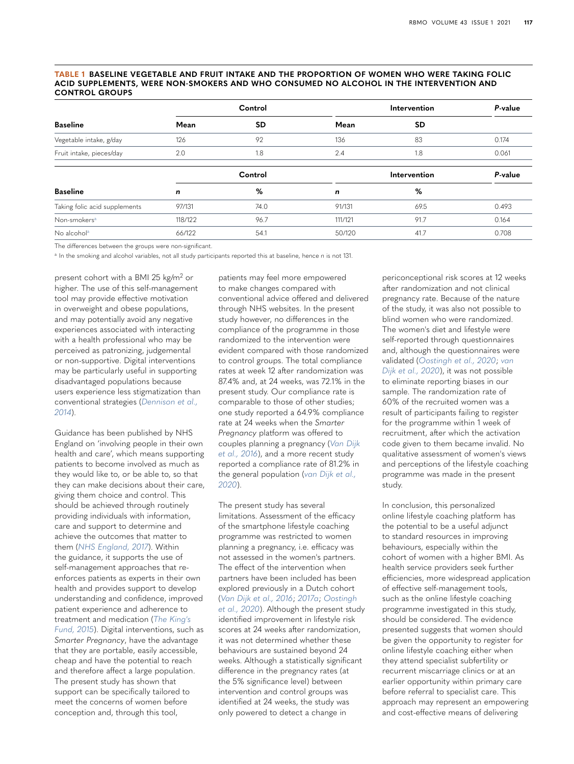**TABLE 1 BASELINE VEGETABLE AND FRUIT INTAKE AND THE PROPORTION OF WOMEN WHO WERE TAKING FOLIC ACID SUPPLEMENTS, WERE NON-SMOKERS AND WHO CONSUMED NO ALCOHOL IN THE INTERVENTION AND CONTROL GROUPS**

| | Control | | Intervention | | *P*-value |
|---|---|---|---|---|---|
| **Baseline** | **Mean** | **SD** | **Mean** | **SD** | |
| Vegetable intake, g/day | 126 | 92 | 136 | 83 | 0.174 |
| Fruit intake, pieces/day | 2.0 | 1.8 | 2.4 | 1.8 | 0.061 |
| | **Control** | | **Intervention** | | ***P*-value** |
| **Baseline** | ***n*** | **%** | ***n*** | **%** | |
| Taking folic acid supplements | 97/131 | 74.0 | 91/131 | 69.5 | 0.493 |
| Non-smokers[a] | 118/122 | 96.7 | 111/121 | 91.7 | 0.164 |
| No alcohol[a] | 66/122 | 54.1 | 50/120 | 41.7 | 0.708 |

The differences between the groups were non-significant.

[a] In the smoking and alcohol variables, not all study participants reported this at baseline, hence *n* is not 131.

present cohort with a BMI 25 kg/m$^2$ or higher. The use of this self-management tool may provide effective motivation in overweight and obese populations, and may potentially avoid any negative experiences associated with interacting with a health professional who may be perceived as patronizing, judgemental or non-supportive. Digital interventions may be particularly useful in supporting disadvantaged populations because users experience less stigmatization than conventional strategies (Dennison et al., 2014).

Guidance has been published by NHS England on 'involving people in their own health and care', which means supporting patients to become involved as much as they would like to, or be able to, so that they can make decisions about their care, giving them choice and control. This should be achieved through routinely providing individuals with information, care and support to determine and achieve the outcomes that matter to them (NHS England, 2017). Within the guidance, it supports the use of self-management approaches that re-enforces patients as experts in their own health and provides support to develop understanding and confidence, improved patient experience and adherence to treatment and medication (The King's Fund, 2015). Digital interventions, such as *Smarter Pregnancy*, have the advantage that they are portable, easily accessible, cheap and have the potential to reach and therefore affect a large population. The present study has shown that support can be specifically tailored to meet the concerns of women before conception and, through this tool, patients may feel more empowered to make changes compared with conventional advice offered and delivered through NHS websites. In the present study however, no differences in the compliance of the programme in those randomized to the intervention were evident compared with those randomized to control groups. The total compliance rates at week 12 after randomization was 87.4% and, at 24 weeks, was 72.1% in the present study. Our compliance rate is comparable to those of other studies; one study reported a 64.9% compliance rate at 24 weeks when the *Smarter Pregnancy* platform was offered to couples planning a pregnancy (Van Dijk et al., 2016), and a more recent study reported a compliance rate of 81.2% in the general population (van Dijk et al., 2020).

The present study has several limitations. Assessment of the efficacy of the smartphone lifestyle coaching programme was restricted to women planning a pregnancy, i.e. efficacy was not assessed in the women's partners. The effect of the intervention when partners have been included has been explored previously in a Dutch cohort (Van Dijk et al., 2016; 2017a; Oostingh et al., 2020). Although the present study identified improvement in lifestyle risk scores at 24 weeks after randomization, it was not determined whether these behaviours are sustained beyond 24 weeks. Although a statistically significant difference in the pregnancy rates (at the 5% significance level) between intervention and control groups was identified at 24 weeks, the study was only powered to detect a change in periconceptional risk scores at 12 weeks after randomization and not clinical pregnancy rate. Because of the nature of the study, it was also not possible to blind women who were randomized. The women's diet and lifestyle were self-reported through questionnaires and, although the questionnaires were validated (Oostingh et al., 2020; van Dijk et al., 2020), it was not possible to eliminate reporting biases in our sample. The randomization rate of 60% of the recruited women was a result of participants failing to register for the programme within 1 week of recruitment, after which the activation code given to them became invalid. No qualitative assessment of women's views and perceptions of the lifestyle coaching programme was made in the present study.

In conclusion, this personalized online lifestyle coaching platform has the potential to be a useful adjunct to standard resources in improving behaviours, especially within the cohort of women with a higher BMI. As health service providers seek further efficiencies, more widespread application of effective self-management tools, such as the online lifestyle coaching programme investigated in this study, should be considered. The evidence presented suggests that women should be given the opportunity to register for online lifestyle coaching either when they attend specialist subfertility or recurrent miscarriage clinics or at an earlier opportunity within primary care before referral to specialist care. This approach may represent an empowering and cost-effective means of delivering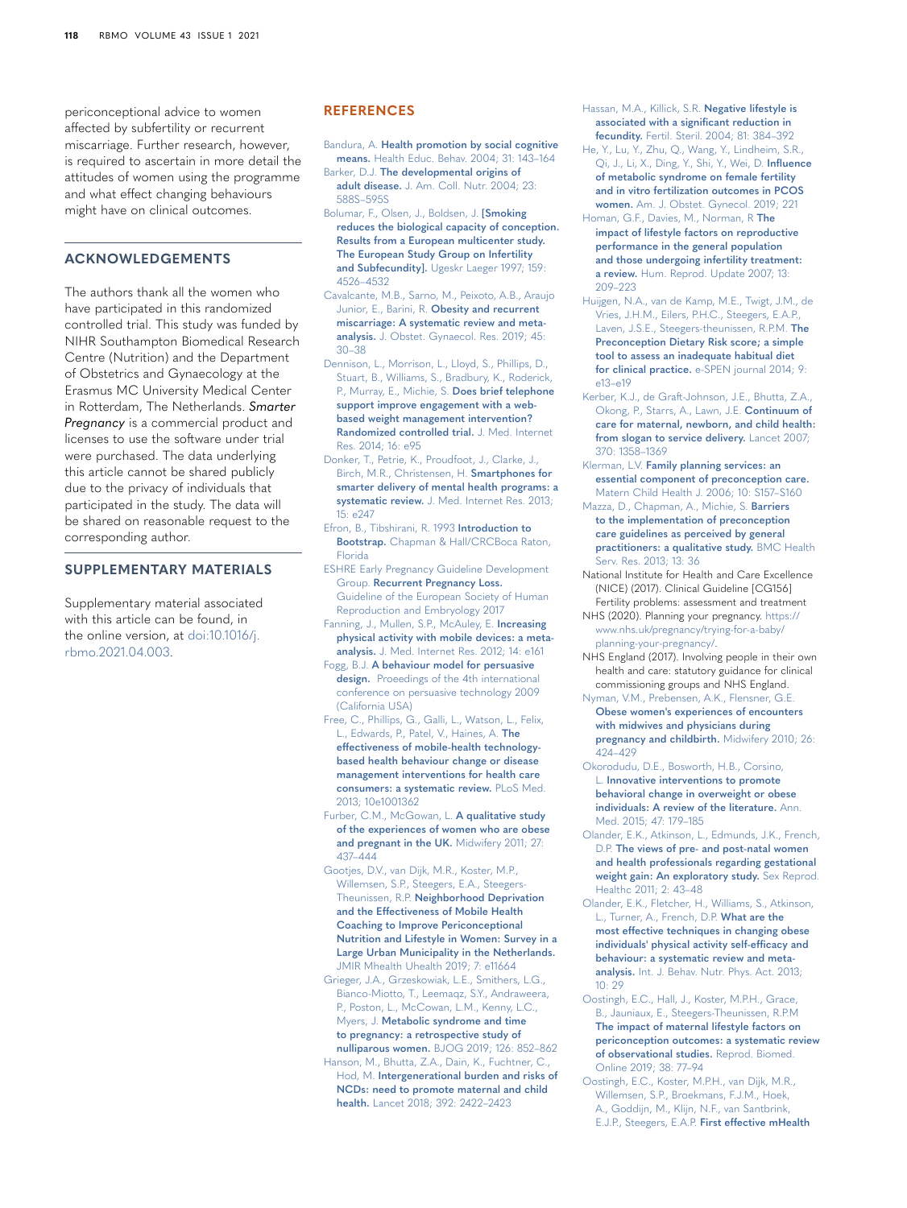periconceptional advice to women affected by subfertility or recurrent miscarriage. Further research, however, is required to ascertain in more detail the attitudes of women using the programme and what effect changing behaviours might have on clinical outcomes.

## ACKNOWLEDGEMENTS

The authors thank all the women who have participated in this randomized controlled trial. This study was funded by NIHR Southampton Biomedical Research Centre (Nutrition) and the Department of Obstetrics and Gynaecology at the Erasmus MC University Medical Center in Rotterdam, The Netherlands. *Smarter Pregnancy* is a commercial product and licenses to use the software under trial were purchased. The data underlying this article cannot be shared publicly due to the privacy of individuals that participated in the study. The data will be shared on reasonable request to the corresponding author.

## SUPPLEMENTARY MATERIALS

Supplementary material associated with this article can be found, in the online version, at doi:10.1016/j.rbmo.2021.04.003.

## REFERENCES

Bandura, A. **Health promotion by social cognitive means.** Health Educ. Behav. 2004; 31: 143–164

Barker, D.J. **The developmental origins of adult disease.** J. Am. Coll. Nutr. 2004; 23: 588S–595S

Bolumar, F., Olsen, J., Boldsen, J. **[Smoking reduces the biological capacity of conception. Results from a European multicenter study. The European Study Group on Infertility and Subfecundity].** Ugeskr Laeger 1997; 159: 4526–4532

Cavalcante, M.B., Sarno, M., Peixoto, A.B., Araujo Junior, E., Barini, R. **Obesity and recurrent miscarriage: A systematic review and meta-analysis.** J. Obstet. Gynaecol. Res. 2019; 45: 30–38

Dennison, L., Morrison, L., Lloyd, S., Phillips, D., Stuart, B., Williams, S., Bradbury, K., Roderick, P., Murray, E., Michie, S. **Does brief telephone support improve engagement with a web-based weight management intervention? Randomized controlled trial.** J. Med. Internet Res. 2014; 16: e95

Donker, T., Petrie, K., Proudfoot, J., Clarke, J., Birch, M.R., Christensen, H. **Smartphones for smarter delivery of mental health programs: a systematic review.** J. Med. Internet Res. 2013; 15: e247

Efron, B., Tibshirani, R. 1993 **Introduction to Bootstrap.** Chapman & Hall/CRCBoca Raton, Florida

ESHRE Early Pregnancy Guideline Development Group. **Recurrent Pregnancy Loss.** Guideline of the European Society of Human Reproduction and Embryology 2017

Fanning, J., Mullen, S.P., McAuley, E. **Increasing physical activity with mobile devices: a meta-analysis.** J. Med. Internet Res. 2012; 14: e161

Fogg, B.J. **A behaviour model for persuasive design.** Proeedings of the 4th international conference on persuasive technology 2009 (California USA)

Free, C., Phillips, G., Galli, L., Watson, L., Felix, L., Edwards, P., Patel, V., Haines, A. **The effectiveness of mobile-health technology-based health behaviour change or disease management interventions for health care consumers: a systematic review.** PLoS Med. 2013; 10e1001362

Furber, C.M., McGowan, L. **A qualitative study of the experiences of women who are obese and pregnant in the UK.** Midwifery 2011; 27: 437–444

Gootjes, D.V., van Dijk, M.R., Koster, M.P., Willemsen, S.P., Steegers, E.A., Steegers-Theunissen, R.P. **Neighborhood Deprivation and the Effectiveness of Mobile Health Coaching to Improve Periconceptional Nutrition and Lifestyle in Women: Survey in a Large Urban Municipality in the Netherlands.** JMIR Mhealth Uhealth 2019; 7: e11664

Grieger, J.A., Grzeskowiak, L.E., Smithers, L.G., Bianco-Miotto, T., Leemaqz, S.Y., Andraweera, P., Poston, L., McCowan, L.M., Kenny, L.C., Myers, J. **Metabolic syndrome and time to pregnancy: a retrospective study of nulliparous women.** BJOG 2019; 126: 852–862

Hanson, M., Bhutta, Z.A., Dain, K., Fuchtner, C., Hod, M. **Intergenerational burden and risks of NCDs: need to promote maternal and child health.** Lancet 2018; 392: 2422–2423

Hassan, M.A., Killick, S.R. **Negative lifestyle is associated with a significant reduction in fecundity.** Fertil. Steril. 2004; 81: 384–392

He, Y., Lu, Y., Zhu, Q., Wang, Y., Lindheim, S.R., Qi, J., Li, X., Ding, Y., Shi, Y., Wei, D. **Influence of metabolic syndrome on female fertility and in vitro fertilization outcomes in PCOS women.** Am. J. Obstet. Gynecol. 2019; 221

Homan, G.F., Davies, M., Norman, R **The impact of lifestyle factors on reproductive performance in the general population and those undergoing infertility treatment: a review.** Hum. Reprod. Update 2007; 13: 209–223

Huijgen, N.A., van de Kamp, M.E., Twigt, J.M., de Vries, J.H.M., Eilers, P.H.C., Steegers, E.A.P., Laven, J.S.E., Steegers-theunissen, R.P.M. **The Preconception Dietary Risk score; a simple tool to assess an inadequate habitual diet for clinical practice.** e-SPEN journal 2014; 9: e13–e19

Kerber, K.J., de Graft-Johnson, J.E., Bhutta, Z.A., Okong, P., Starrs, A., Lawn, J.E. **Continuum of care for maternal, newborn, and child health: from slogan to service delivery.** Lancet 2007; 370: 1358–1369

Klerman, L.V. **Family planning services: an essential component of preconception care.** Matern Child Health J. 2006; 10: S157–S160

Mazza, D., Chapman, A., Michie, S. **Barriers to the implementation of preconception care guidelines as perceived by general practitioners: a qualitative study.** BMC Health Serv. Res. 2013; 13: 36

National Institute for Health and Care Excellence (NICE) (2017). Clinical Guideline [CG156] Fertility problems: assessment and treatment

NHS (2020). Planning your pregnancy. https://www.nhs.uk/pregnancy/trying-for-a-baby/planning-your-pregnancy/.

NHS England (2017). Involving people in their own health and care: statutory guidance for clinical commissioning groups and NHS England.

Nyman, V.M., Prebensen, A.K., Flensner, G.E. **Obese women's experiences of encounters with midwives and physicians during pregnancy and childbirth.** Midwifery 2010; 26: 424–429

Okorodudu, D.E., Bosworth, H.B., Corsino, L. **Innovative interventions to promote behavioral change in overweight or obese individuals: A review of the literature.** Ann. Med. 2015; 47: 179–185

Olander, E.K., Atkinson, L., Edmunds, J.K., French, D.P. **The views of pre- and post-natal women and health professionals regarding gestational weight gain: An exploratory study.** Sex Reprod. Healthc 2011; 2: 43–48

Olander, E.K., Fletcher, H., Williams, S., Atkinson, L., Turner, A., French, D.P. **What are the most effective techniques in changing obese individuals' physical activity self-efficacy and behaviour: a systematic review and meta-analysis.** Int. J. Behav. Nutr. Phys. Act. 2013; 10: 29

Oostingh, E.C., Hall, J., Koster, M.P.H., Grace, B., Jauniaux, E., Steegers-Theunissen, R.P.M **The impact of maternal lifestyle factors on periconception outcomes: a systematic review of observational studies.** Reprod. Biomed. Online 2019; 38: 77–94

Oostingh, E.C., Koster, M.P.H., van Dijk, M.R., Willemsen, S.P., Broekmans, F.J.M., Hoek, A., Goddijn, M., Klijn, N.F., van Santbrink, E.J.P., Steegers, E.A.P. **First effective mHealth**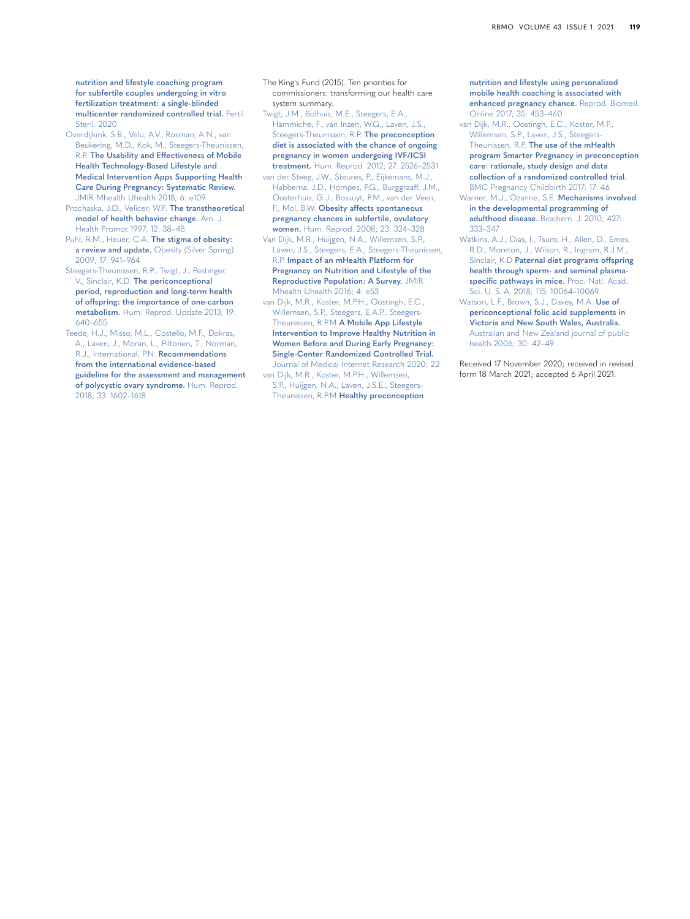nutrition and lifestyle coaching program for subfertile couples undergoing in vitro fertilization treatment: a single-blinded multicenter randomized controlled trial. Fertil. Steril. 2020

Overdijkink, S.B., Velu, A.V., Rosman, A.N., van Beukering, M.D., Kok, M., Steegers-Theunissen, R.P. The Usability and Effectiveness of Mobile Health Technology-Based Lifestyle and Medical Intervention Apps Supporting Health Care During Pregnancy: Systematic Review. JMIR Mhealth Uhealth 2018; 6: e109

Prochaska, J.O., Velicer, W.F. The transtheoretical model of health behavior change. Am. J. Health Promot 1997; 12: 38–48

Puhl, R.M., Heuer, C.A. The stigma of obesity: a review and update. Obesity (Silver Spring) 2009; 17: 941–964

Steegers-Theunissen, R.P., Twigt, J., Pestinger, V., Sinclair, K.D. The periconceptional period, reproduction and long-term health of offspring: the importance of one-carbon metabolism. Hum. Reprod. Update 2013; 19: 640–655

Teede, H.J., Misso, M.L., Costello, M.F., Dokras, A., Laven, J., Moran, L., Piltonen, T., Norman, R.J., International, P.N. Recommendations from the international evidence-based guideline for the assessment and management of polycystic ovary syndrome. Hum. Reprod. 2018; 33: 1602–1618

The King's Fund (2015). Ten priorities for commissioners: transforming our health care system summary.

Twigt, J.M., Bolhuis, M.E., Steegers, E.A., Hammiche, F., van Inzen, W.G., Laven, J.S., Steegers-Theunissen, R.P. The preconception diet is associated with the chance of ongoing pregnancy in women undergoing IVF/ICSI treatment. Hum. Reprod. 2012; 27: 2526–2531

van der Steeg, J.W., Steures, P., Eijkemans, M.J., Habbema, J.D., Hompes, P.G., Burggraaff, J.M., Oosterhuis, G.J., Bossuyt, P.M., van der Veen, F., Mol, B.W. Obesity affects spontaneous pregnancy chances in subfertile, ovulatory women. Hum. Reprod. 2008; 23: 324–328

Van Dijk, M.R., Huijgen, N.A., Willemsen, S.P., Laven, J.S., Steegers, E.A., Steegers-Theunissen, R.P. Impact of an mHealth Platform for Pregnancy on Nutrition and Lifestyle of the Reproductive Population: A Survey. JMIR Mhealth Uhealth 2016; 4: e53

van Dijk, M.R., Koster, M.P.H., Oostingh, E.C., Willemsen, S.P., Steegers, E.A.P., Steegers-Theunissen, R.P.M A Mobile App Lifestyle Intervention to Improve Healthy Nutrition in Women Before and During Early Pregnancy: Single-Center Randomized Controlled Trial. Journal of Medical Internet Research 2020; 22

van Dijk, M.R., Koster, M.P.H., Willemsen, S.P., Huijgen, N.A., Laven, J.S.E., Steegers-Theunissen, R.P.M Healthy preconception nutrition and lifestyle using personalized mobile health coaching is associated with enhanced pregnancy chance. Reprod. Biomed. Online 2017; 35: 453–460

van Dijk, M.R., Oostingh, E.C., Koster, M.P., Willemsen, S.P., Laven, J.S., Steegers-Theunissen, R.P. The use of the mHealth program Smarter Pregnancy in preconception care: rationale, study design and data collection of a randomized controlled trial. BMC Pregnancy Childbirth 2017; 17: 46

Warner, M.J., Ozanne, S.E. Mechanisms involved in the developmental programming of adulthood disease. Biochem. J. 2010; 427: 333–347

Watkins, A.J., Dias, I., Tsuro, H., Allen, D., Emes, R.D., Moreton, J., Wilson, R., Ingram, R.J.M., Sinclair, K.D Paternal diet programs offspring health through sperm- and seminal plasma-specific pathways in mice. Proc. Natl. Acad. Sci. U. S. A. 2018; 115: 10064–10069

Watson, L.F., Brown, S.J., Davey, M.A. Use of periconceptional folic acid supplements in Victoria and New South Wales, Australia. Australian and New Zealand journal of public health 2006; 30: 42–49

Received 17 November 2020; received in revised form 18 March 2021; accepted 6 April 2021.